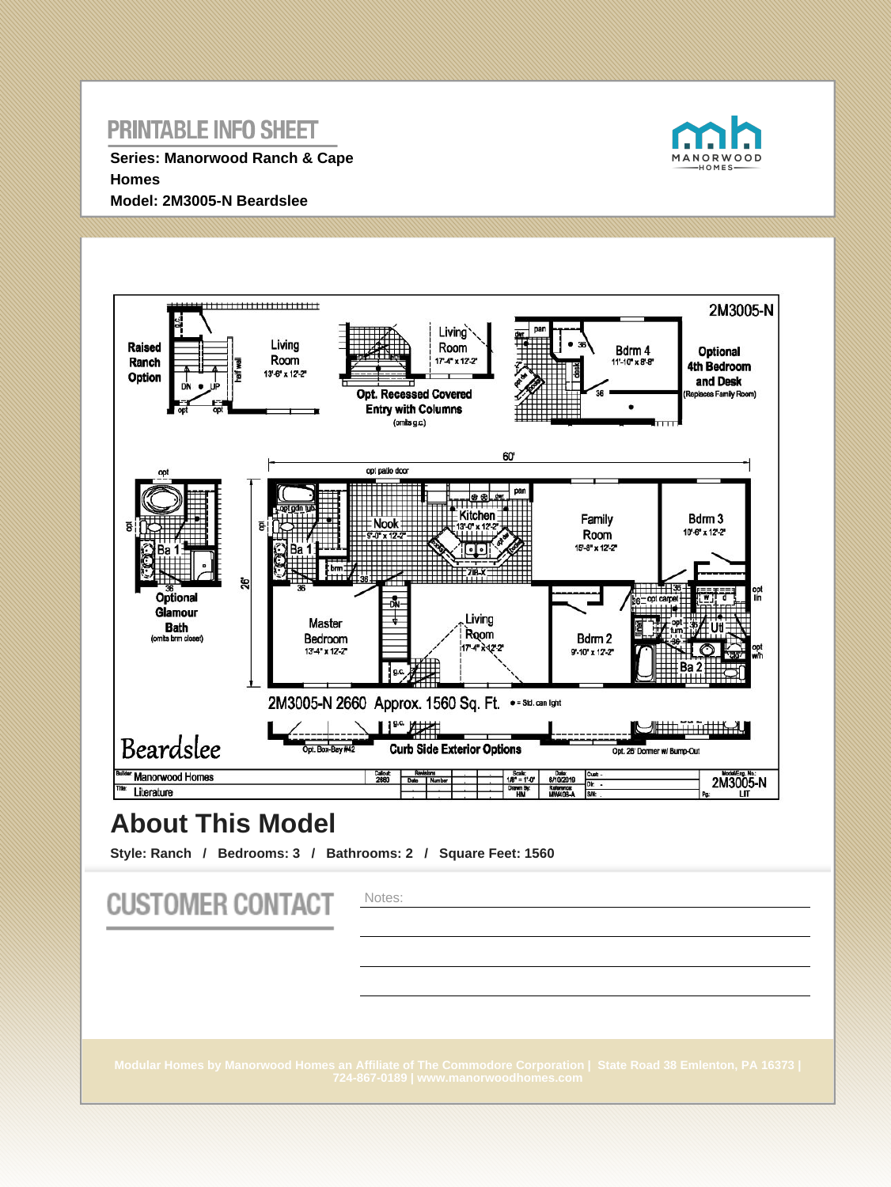# PRINTABLE INFO SHEET

**Series: Manorwood Ranch & Cape Homes**

**Model: 2M3005-N Beardslee**

2M3005-N

Raised Ranch Option

Living Room 13'-6" x 12'-2"

Opt. Recessed Covered Entry with Columns (omits g.c.)

Living Room 17'-4" x 12'-2"

Optional 4th Bedroom and Desk (Replaces Family Room)

Bdrm 4 11'-10" x 8'-8"

60'

26'

Optional Glamour Bath (omits brm closet)

Nook 9'-0" x 12'-2"

Kitchen 13'-0" x 12'-2"

Family Room 15'-8" x 12'-2"

Bdrm 3 10'-6" x 12'-2"

Master Bedroom 13'-4" x 12'-2"

Living Room 17'-4" x 12'-2"

Bdrm 2 9'-10" x 12'-2"

Ba 1

Ba 2

Util

2M3005-N 2660 Approx. 1560 Sq. Ft. ● = Std. can light

Beardslee

Opt. Box-Bay #42 | Curb Side Exterior Options | Opt. 28' Dormer w/ Bump-Out

| Builder: Manorwood Homes | Callout: 2660 | Scale: 1/8" = 1'-0" | Date: 8/10/2010 | Model/Eng. No.: 2M3005-N |
| --- | --- | --- | --- | --- |
| Title: Literature | | Drawn By: HM | Reference: MWM09-A | Pg: LIT |

## About This Model

**Style: Ranch / Bedrooms: 3 / Bathrooms: 2 / Square Feet: 1560**

## CUSTOMER CONTACT

Notes:

Modular Homes by Manorwood Homes an Affiliate of The Commodore Corporation | State Road 38 Emlenton, PA 16373 | 724-867-0189 | www.manorwoodhomes.com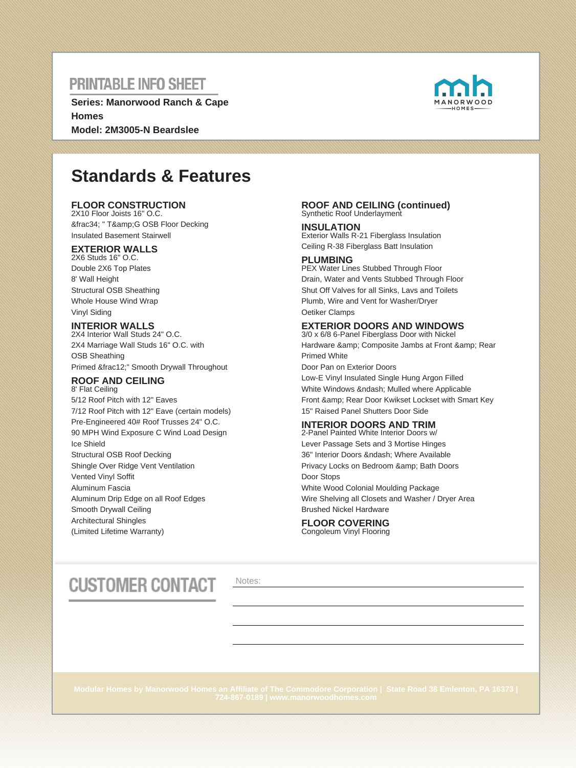# PRINTABLE INFO SHEET

**Series: Manorwood Ranch & Cape Homes**
**Model: 2M3005-N Beardslee**

MANORWOOD HOMES

## Standards & Features

### FLOOR CONSTRUCTION
2X10 Floor Joists 16" O.C.
&frac34; " T&amp;G OSB Floor Decking
Insulated Basement Stairwell

### EXTERIOR WALLS
2X6 Studs 16" O.C.
Double 2X6 Top Plates
8' Wall Height
Structural OSB Sheathing
Whole House Wind Wrap
Vinyl Siding

### INTERIOR WALLS
2X4 Interior Wall Studs 24" O.C.
2X4 Marriage Wall Studs 16" O.C. with OSB Sheathing
Primed &frac12;" Smooth Drywall Throughout

### ROOF AND CEILING
8' Flat Ceiling
5/12 Roof Pitch with 12" Eaves
7/12 Roof Pitch with 12" Eave (certain models)
Pre-Engineered 40# Roof Trusses 24" O.C.
90 MPH Wind Exposure C Wind Load Design
Ice Shield
Structural OSB Roof Decking
Shingle Over Ridge Vent Ventilation
Vented Vinyl Soffit
Aluminum Fascia
Aluminum Drip Edge on all Roof Edges
Smooth Drywall Ceiling
Architectural Shingles
(Limited Lifetime Warranty)

### ROOF AND CEILING (continued)
Synthetic Roof Underlayment

### INSULATION
Exterior Walls R-21 Fiberglass Insulation
Ceiling R-38 Fiberglass Batt Insulation

### PLUMBING
PEX Water Lines Stubbed Through Floor
Drain, Water and Vents Stubbed Through Floor
Shut Off Valves for all Sinks, Lavs and Toilets
Plumb, Wire and Vent for Washer/Dryer
Oetiker Clamps

### EXTERIOR DOORS AND WINDOWS
3/0 x 6/8 6-Panel Fiberglass Door with Nickel Hardware &amp; Composite Jambs at Front &amp; Rear Primed White
Door Pan on Exterior Doors
Low-E Vinyl Insulated Single Hung Argon Filled White Windows &ndash; Mulled where Applicable
Front &amp; Rear Door Kwikset Lockset with Smart Key
15" Raised Panel Shutters Door Side

### INTERIOR DOORS AND TRIM
2-Panel Painted White Interior Doors w/ Lever Passage Sets and 3 Mortise Hinges
36" Interior Doors &ndash; Where Available
Privacy Locks on Bedroom &amp; Bath Doors
Door Stops
White Wood Colonial Moulding Package
Wire Shelving all Closets and Washer / Dryer Area
Brushed Nickel Hardware

### FLOOR COVERING
Congoleum Vinyl Flooring

## CUSTOMER CONTACT

Notes:

Modular Homes by Manorwood Homes an Affiliate of The Commodore Corporation | State Road 38 Emlenton, PA 16373 | 724-867-0189 | www.manorwoodhomes.com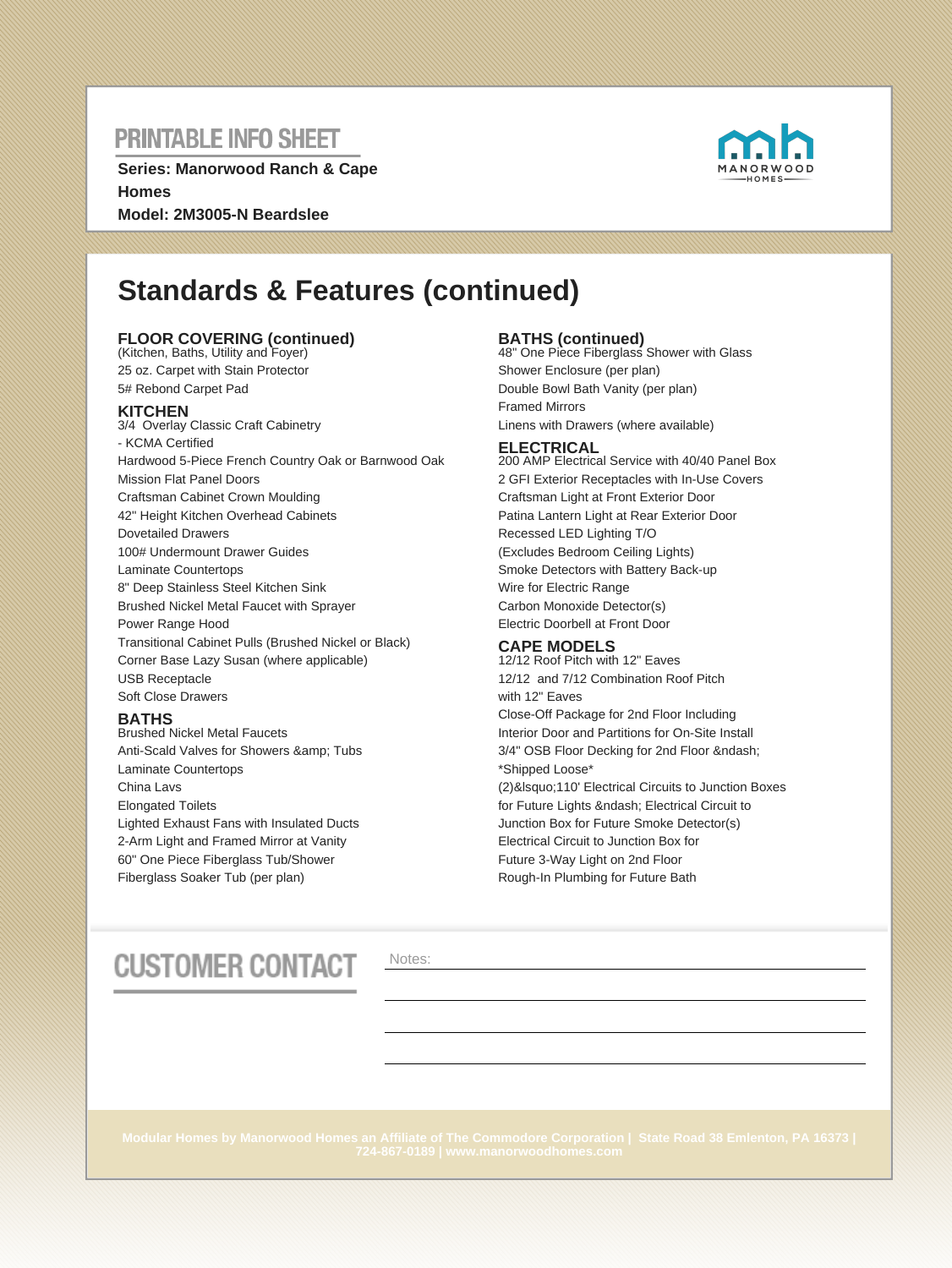# PRINTABLE INFO SHEET

**Series: Manorwood Ranch & Cape Homes**
**Model: 2M3005-N Beardslee**

## Standards & Features (continued)

### FLOOR COVERING (continued)

(Kitchen, Baths, Utility and Foyer)
25 oz. Carpet with Stain Protector
5# Rebond Carpet Pad

### KITCHEN

3/4 Overlay Classic Craft Cabinetry
- KCMA Certified
Hardwood 5-Piece French Country Oak or Barnwood Oak
Mission Flat Panel Doors
Craftsman Cabinet Crown Moulding
42" Height Kitchen Overhead Cabinets
Dovetailed Drawers
100# Undermount Drawer Guides
Laminate Countertops
8" Deep Stainless Steel Kitchen Sink
Brushed Nickel Metal Faucet with Sprayer
Power Range Hood
Transitional Cabinet Pulls (Brushed Nickel or Black)
Corner Base Lazy Susan (where applicable)
USB Receptacle
Soft Close Drawers

### BATHS

Brushed Nickel Metal Faucets
Anti-Scald Valves for Showers &amp; Tubs
Laminate Countertops
China Lavs
Elongated Toilets
Lighted Exhaust Fans with Insulated Ducts
2-Arm Light and Framed Mirror at Vanity
60" One Piece Fiberglass Tub/Shower
Fiberglass Soaker Tub (per plan)

### BATHS (continued)

48" One Piece Fiberglass Shower with Glass Shower Enclosure (per plan)
Double Bowl Bath Vanity (per plan)
Framed Mirrors
Linens with Drawers (where available)

### ELECTRICAL

200 AMP Electrical Service with 40/40 Panel Box
2 GFI Exterior Receptacles with In-Use Covers
Craftsman Light at Front Exterior Door
Patina Lantern Light at Rear Exterior Door
Recessed LED Lighting T/O
(Excludes Bedroom Ceiling Lights)
Smoke Detectors with Battery Back-up
Wire for Electric Range
Carbon Monoxide Detector(s)
Electric Doorbell at Front Door

### CAPE MODELS

12/12 Roof Pitch with 12" Eaves
12/12 and 7/12 Combination Roof Pitch with 12" Eaves
Close-Off Package for 2nd Floor Including Interior Door and Partitions for On-Site Install
3/4" OSB Floor Decking for 2nd Floor &ndash; *Shipped Loose*
(2)&lsquo;110' Electrical Circuits to Junction Boxes for Future Lights &ndash; Electrical Circuit to Junction Box for Future Smoke Detector(s)
Electrical Circuit to Junction Box for Future 3-Way Light on 2nd Floor
Rough-In Plumbing for Future Bath

# CUSTOMER CONTACT

Notes:

Modular Homes by Manorwood Homes an Affiliate of The Commodore Corporation | State Road 38 Emlenton, PA 16373 | 724-867-0189 | www.manorwoodhomes.com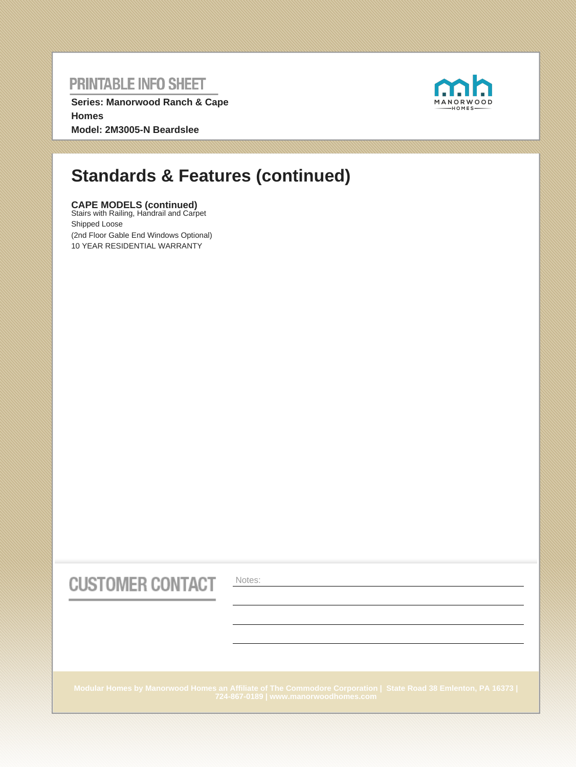PRINTABLE INFO SHEET

**Series: Manorwood Ranch & Cape Homes**

**Model: 2M3005-N Beardslee**

MANORWOOD HOMES

# Standards & Features (continued)

**CAPE MODELS (continued)**

Stairs with Railing, Handrail and Carpet
Shipped Loose
(2nd Floor Gable End Windows Optional)
10 YEAR RESIDENTIAL WARRANTY

## CUSTOMER CONTACT

Notes:

Modular Homes by Manorwood Homes an Affiliate of The Commodore Corporation | State Road 38 Emlenton, PA 16373 | 724-867-0189 | www.manorwoodhomes.com